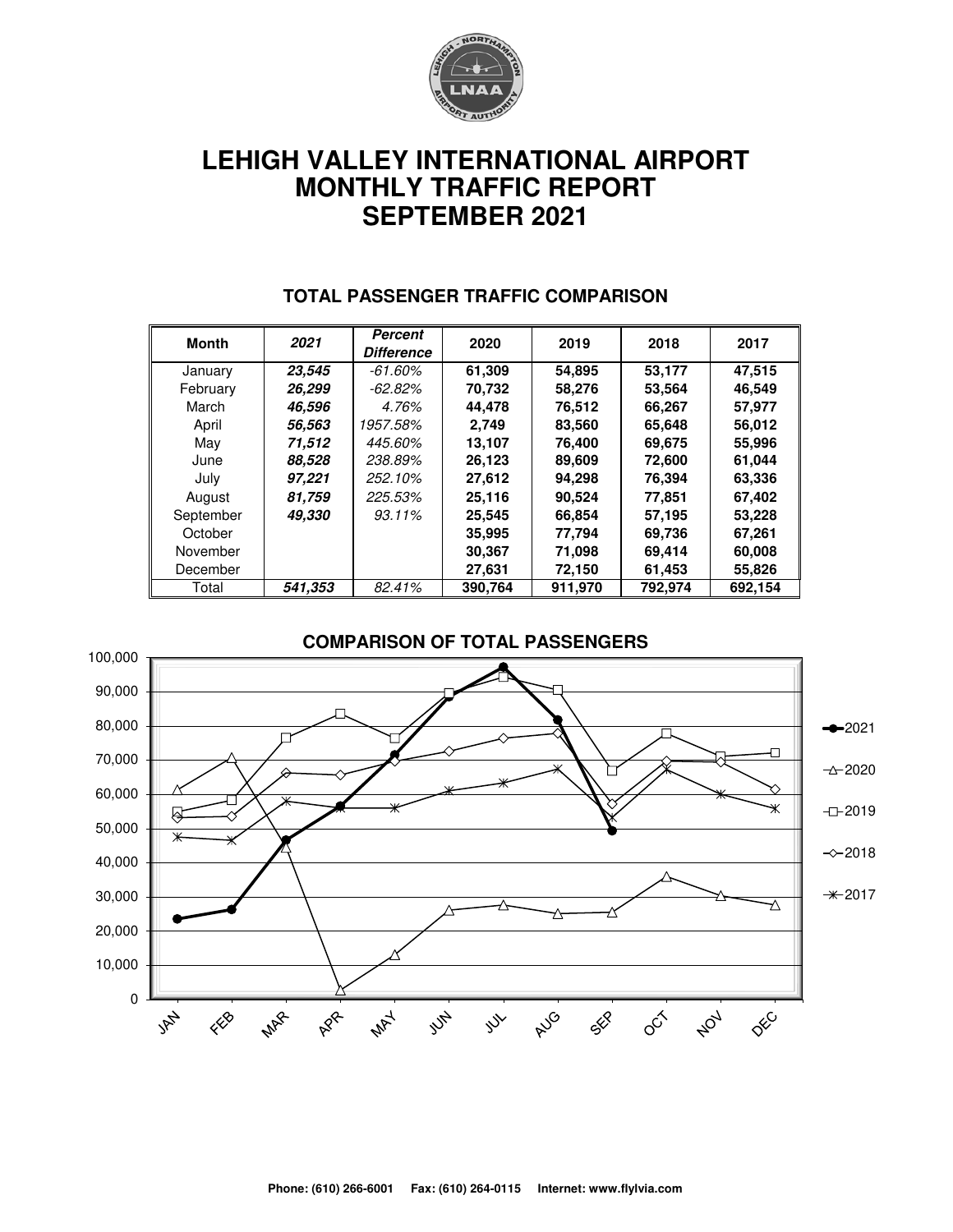# LEHIGH VALLEY INTERNATIONAL AIRPORT
# MONTHLY TRAFFIC REPORT
# SEPTEMBER 2021

## TOTAL PASSENGER TRAFFIC COMPARISON

| Month | *2021* | *Percent Difference* | 2020 | 2019 | 2018 | 2017 |
|---|---|---|---|---|---|---|
| January | ***23,545*** | *-61.60%* | **61,309** | **54,895** | **53,177** | **47,515** |
| February | ***26,299*** | *-62.82%* | **70,732** | **58,276** | **53,564** | **46,549** |
| March | ***46,596*** | *4.76%* | **44,478** | **76,512** | **66,267** | **57,977** |
| April | ***56,563*** | *1957.58%* | **2,749** | **83,560** | **65,648** | **56,012** |
| May | ***71,512*** | *445.60%* | **13,107** | **76,400** | **69,675** | **55,996** |
| June | ***88,528*** | *238.89%* | **26,123** | **89,609** | **72,600** | **61,044** |
| July | ***97,221*** | *252.10%* | **27,612** | **94,298** | **76,394** | **63,336** |
| August | ***81,759*** | *225.53%* | **25,116** | **90,524** | **77,851** | **67,402** |
| September | ***49,330*** | *93.11%* | **25,545** | **66,854** | **57,195** | **53,228** |
| October | | | **35,995** | **77,794** | **69,736** | **67,261** |
| November | | | **30,367** | **71,098** | **69,414** | **60,008** |
| December | | | **27,631** | **72,150** | **61,453** | **55,826** |
| Total | ***541,353*** | *82.41%* | **390,764** | **911,970** | **792,974** | **692,154** |

## COMPARISON OF TOTAL PASSENGERS

Phone: (610) 266-6001 Fax: (610) 264-0115 Internet: www.flylvia.com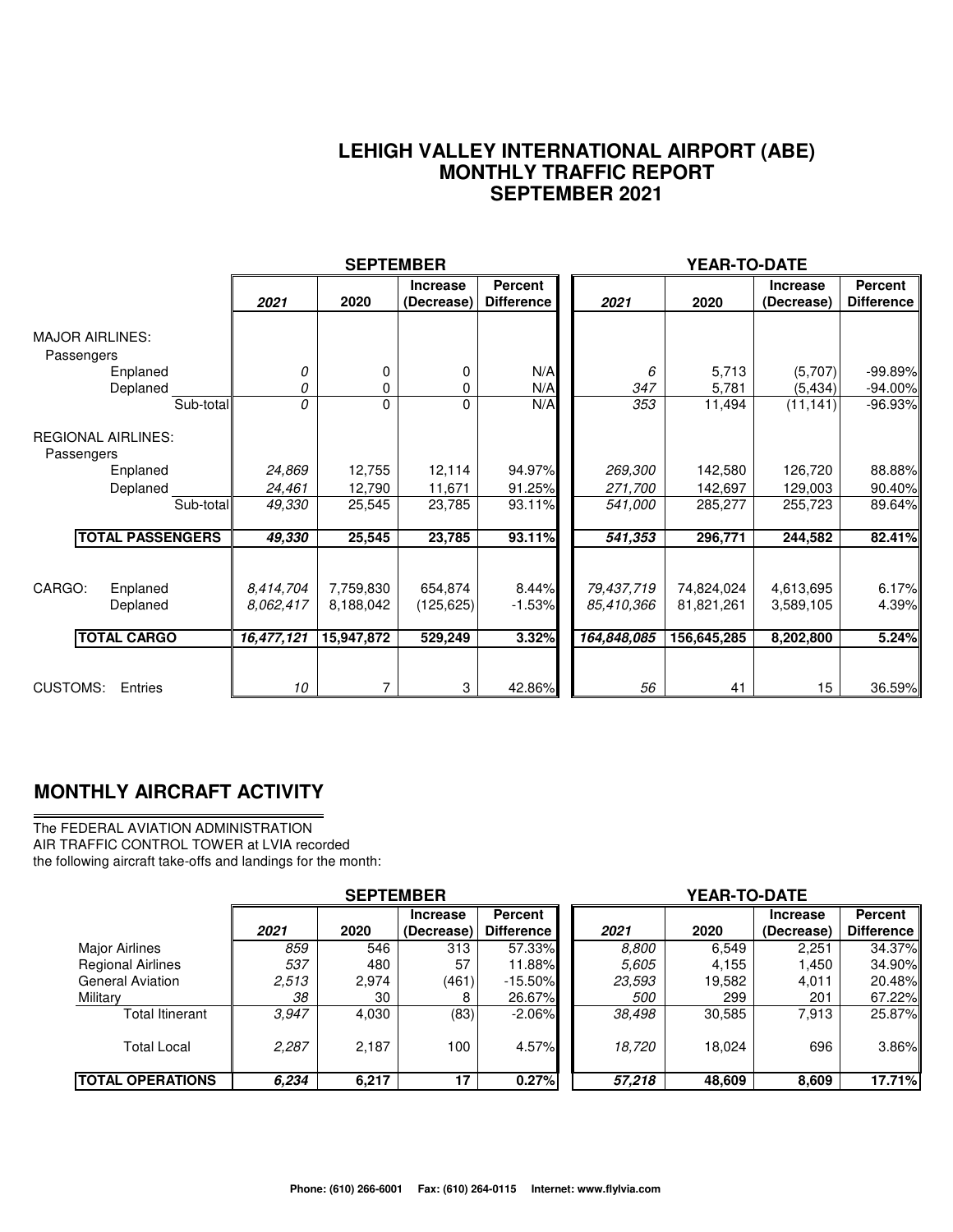# LEHIGH VALLEY INTERNATIONAL AIRPORT (ABE)
## MONTHLY TRAFFIC REPORT
## SEPTEMBER 2021

| | SEPTEMBER | | | | YEAR-TO-DATE | | | |
|---|---|---|---|---|---|---|---|---|
| | *2021* | 2020 | Increase (Decrease) | Percent Difference | *2021* | 2020 | Increase (Decrease) | Percent Difference |
| **MAJOR AIRLINES:** | | | | | | | | |
| Passengers | | | | | | | | |
| Enplaned | *0* | 0 | 0 | N/A | *6* | 5,713 | (5,707) | -99.89% |
| Deplaned | *0* | 0 | 0 | N/A | *347* | 5,781 | (5,434) | -94.00% |
| Sub-total | *0* | 0 | 0 | N/A | *353* | 11,494 | (11,141) | -96.93% |
| **REGIONAL AIRLINES:** | | | | | | | | |
| Passengers | | | | | | | | |
| Enplaned | *24,869* | 12,755 | 12,114 | 94.97% | *269,300* | 142,580 | 126,720 | 88.88% |
| Deplaned | *24,461* | 12,790 | 11,671 | 91.25% | *271,700* | 142,697 | 129,003 | 90.40% |
| Sub-total | *49,330* | 25,545 | 23,785 | 93.11% | *541,000* | 285,277 | 255,723 | 89.64% |
| **TOTAL PASSENGERS** | ***49,330*** | **25,545** | **23,785** | **93.11%** | ***541,353*** | **296,771** | **244,582** | **82.41%** |
| CARGO: Enplaned | *8,414,704* | 7,759,830 | 654,874 | 8.44% | *79,437,719* | 74,824,024 | 4,613,695 | 6.17% |
| Deplaned | *8,062,417* | 8,188,042 | (125,625) | -1.53% | *85,410,366* | 81,821,261 | 3,589,105 | 4.39% |
| **TOTAL CARGO** | ***16,477,121*** | **15,947,872** | **529,249** | **3.32%** | ***164,848,085*** | **156,645,285** | **8,202,800** | **5.24%** |
| CUSTOMS: Entries | *10* | 7 | 3 | 42.86% | *56* | 41 | 15 | 36.59% |

## MONTHLY AIRCRAFT ACTIVITY

The FEDERAL AVIATION ADMINISTRATION
AIR TRAFFIC CONTROL TOWER at LVIA recorded
the following aircraft take-offs and landings for the month:

| | SEPTEMBER | | | | YEAR-TO-DATE | | | |
|---|---|---|---|---|---|---|---|---|
| | *2021* | 2020 | Increase (Decrease) | Percent Difference | *2021* | 2020 | Increase (Decrease) | Percent Difference |
| Major Airlines | *859* | 546 | 313 | 57.33% | *8,800* | 6,549 | 2,251 | 34.37% |
| Regional Airlines | *537* | 480 | 57 | 11.88% | *5,605* | 4,155 | 1,450 | 34.90% |
| General Aviation | *2,513* | 2,974 | (461) | -15.50% | *23,593* | 19,582 | 4,011 | 20.48% |
| Military | *38* | 30 | 8 | 26.67% | *500* | 299 | 201 | 67.22% |
| Total Itinerant | *3,947* | 4,030 | (83) | -2.06% | *38,498* | 30,585 | 7,913 | 25.87% |
| Total Local | *2,287* | 2,187 | 100 | 4.57% | *18,720* | 18,024 | 696 | 3.86% |
| **TOTAL OPERATIONS** | ***6,234*** | **6,217** | **17** | **0.27%** | ***57,218*** | **48,609** | **8,609** | **17.71%** |

**Phone: (610) 266-6001 Fax: (610) 264-0115 Internet: www.flylvia.com**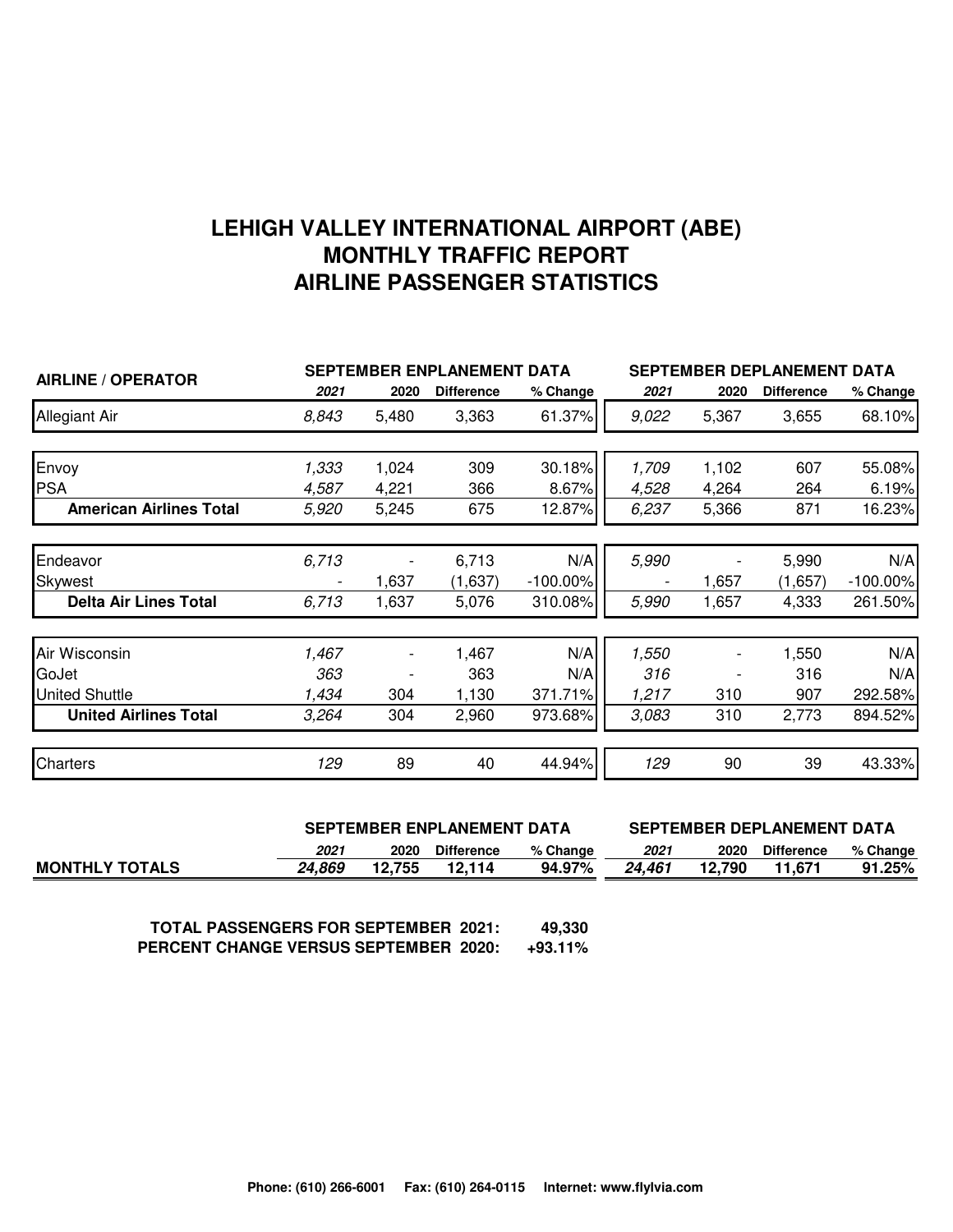# LEHIGH VALLEY INTERNATIONAL AIRPORT (ABE)
# MONTHLY TRAFFIC REPORT
# AIRLINE PASSENGER STATISTICS

| AIRLINE / OPERATOR | SEPTEMBER ENPLANEMENT DATA | | | | SEPTEMBER DEPLANEMENT DATA | | | |
|---|---|---|---|---|---|---|---|---|
| | *2021* | 2020 | Difference | % Change | *2021* | 2020 | Difference | % Change |
| Allegiant Air | *8,843* | 5,480 | 3,363 | 61.37% | *9,022* | 5,367 | 3,655 | 68.10% |
| Envoy | *1,333* | 1,024 | 309 | 30.18% | *1,709* | 1,102 | 607 | 55.08% |
| PSA | *4,587* | 4,221 | 366 | 8.67% | *4,528* | 4,264 | 264 | 6.19% |
| **American Airlines Total** | *5,920* | 5,245 | 675 | 12.87% | *6,237* | 5,366 | 871 | 16.23% |
| Endeavor | *6,713* | - | 6,713 | N/A | *5,990* | - | 5,990 | N/A |
| Skywest | - | 1,637 | (1,637) | -100.00% | - | 1,657 | (1,657) | -100.00% |
| **Delta Air Lines Total** | *6,713* | 1,637 | 5,076 | 310.08% | *5,990* | 1,657 | 4,333 | 261.50% |
| Air Wisconsin | *1,467* | - | 1,467 | N/A | *1,550* | - | 1,550 | N/A |
| GoJet | *363* | - | 363 | N/A | *316* | - | 316 | N/A |
| United Shuttle | *1,434* | 304 | 1,130 | 371.71% | *1,217* | 310 | 907 | 292.58% |
| **United Airlines Total** | *3,264* | 304 | 2,960 | 973.68% | *3,083* | 310 | 2,773 | 894.52% |
| Charters | *129* | 89 | 40 | 44.94% | *129* | 90 | 39 | 43.33% |

| | SEPTEMBER ENPLANEMENT DATA | | | | SEPTEMBER DEPLANEMENT DATA | | | |
|---|---|---|---|---|---|---|---|---|
| | *2021* | 2020 | Difference | % Change | *2021* | 2020 | Difference | % Change |
| **MONTHLY TOTALS** | ***24,869*** | **12,755** | **12,114** | **94.97%** | ***24,461*** | **12,790** | **11,671** | **91.25%** |

**TOTAL PASSENGERS FOR SEPTEMBER 2021: 49,330**

**PERCENT CHANGE VERSUS SEPTEMBER 2020: +93.11%**

**Phone: (610) 266-6001 Fax: (610) 264-0115 Internet: www.flylvia.com**